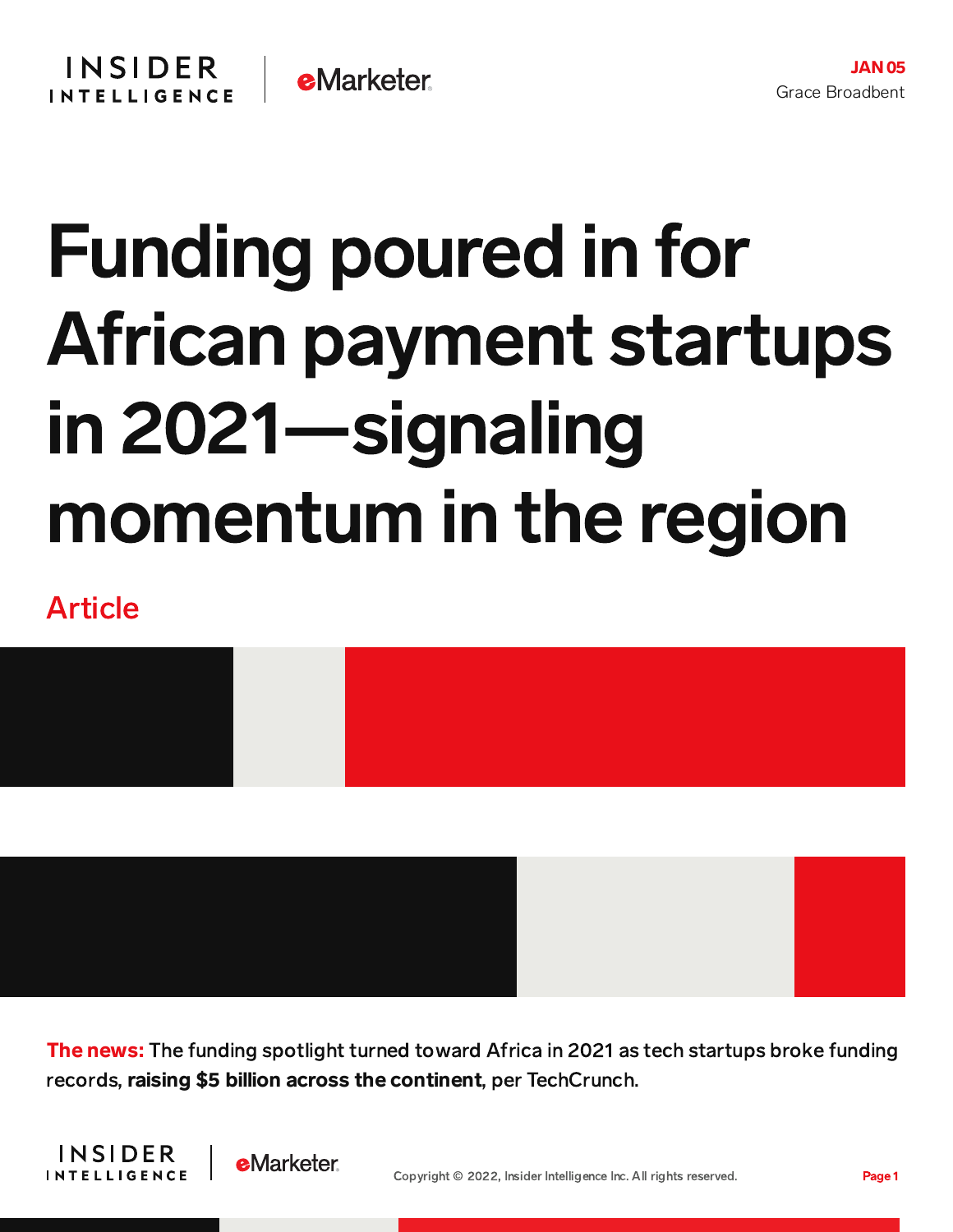JAN 05

Grace Broadbent

# Funding poured in for African payment startups in 2021—signaling momentum in the region

Article

**The news:** The funding spotlight turned toward Africa in 2021 as tech startups broke funding records, **raising $5 billion across the continent**, per TechCrunch.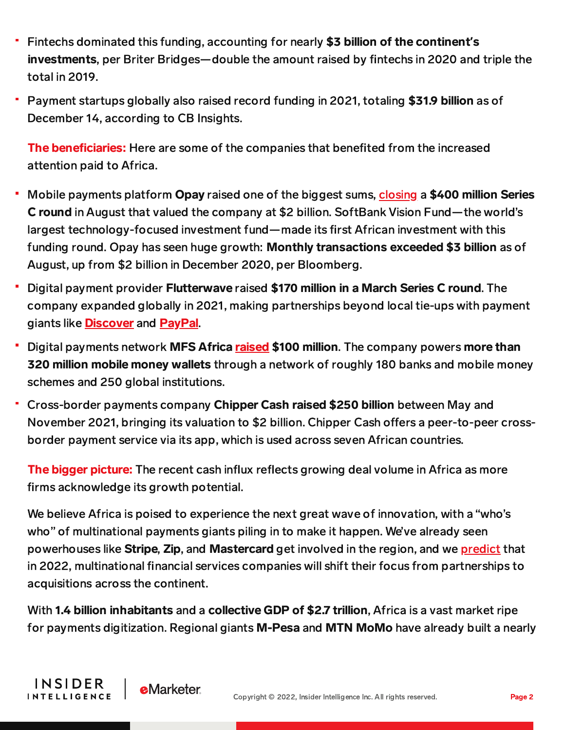- Fintechs dominated this funding, accounting for nearly **$3 billion of the continent's investments**, per Briter Bridges—double the amount raised by fintechs in 2020 and triple the total in 2019.
- Payment startups globally also raised record funding in 2021, totaling **$31.9 billion** as of December 14, according to CB Insights.

**The beneficiaries:** Here are some of the companies that benefited from the increased attention paid to Africa.

- Mobile payments platform **Opay** raised one of the biggest sums, closing a **$400 million Series C round** in August that valued the company at $2 billion. SoftBank Vision Fund—the world's largest technology-focused investment fund—made its first African investment with this funding round. Opay has seen huge growth: **Monthly transactions exceeded $3 billion** as of August, up from $2 billion in December 2020, per Bloomberg.
- Digital payment provider **Flutterwave** raised **$170 million in a March Series C round**. The company expanded globally in 2021, making partnerships beyond local tie-ups with payment giants like **Discover** and **PayPal**.
- Digital payments network **MFS Africa** raised **$100 million**. The company powers **more than 320 million mobile money wallets** through a network of roughly 180 banks and mobile money schemes and 250 global institutions.
- Cross-border payments company **Chipper Cash raised $250 billion** between May and November 2021, bringing its valuation to $2 billion. Chipper Cash offers a peer-to-peer cross-border payment service via its app, which is used across seven African countries.

**The bigger picture:** The recent cash influx reflects growing deal volume in Africa as more firms acknowledge its growth potential.

We believe Africa is poised to experience the next great wave of innovation, with a "who's who" of multinational payments giants piling in to make it happen. We've already seen powerhouses like **Stripe**, **Zip**, and **Mastercard** get involved in the region, and we predict that in 2022, multinational financial services companies will shift their focus from partnerships to acquisitions across the continent.

With **1.4 billion inhabitants** and a **collective GDP of $2.7 trillion**, Africa is a vast market ripe for payments digitization. Regional giants **M-Pesa** and **MTN MoMo** have already built a nearly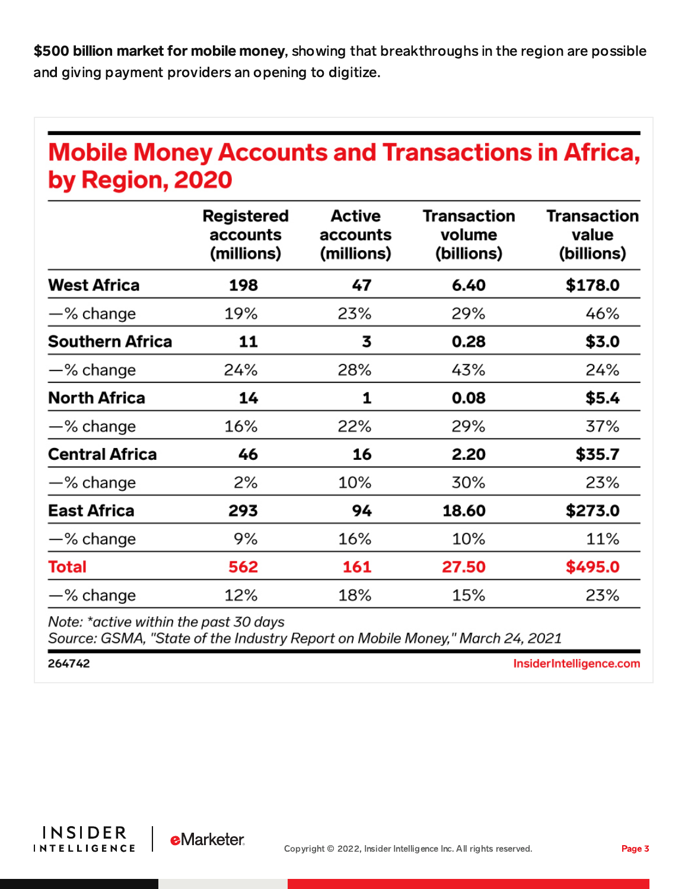**$500 billion market for mobile money**, showing that breakthroughs in the region are possible and giving payment providers an opening to digitize.

## Mobile Money Accounts and Transactions in Africa, by Region, 2020

| | Registered accounts (millions) | Active accounts (millions) | Transaction volume (billions) | Transaction value (billions) |
|---|---|---|---|---|
| **West Africa** | **198** | **47** | **6.40** | **$178.0** |
| —% change | 19% | 23% | 29% | 46% |
| **Southern Africa** | **11** | **3** | **0.28** | **$3.0** |
| —% change | 24% | 28% | 43% | 24% |
| **North Africa** | **14** | **1** | **0.08** | **$5.4** |
| —% change | 16% | 22% | 29% | 37% |
| **Central Africa** | **46** | **16** | **2.20** | **$35.7** |
| —% change | 2% | 10% | 30% | 23% |
| **East Africa** | **293** | **94** | **18.60** | **$273.0** |
| —% change | 9% | 16% | 10% | 11% |
| **Total** | **562** | **161** | **27.50** | **$495.0** |
| —% change | 12% | 18% | 15% | 23% |

*Note: \*active within the past 30 days*
*Source: GSMA, "State of the Industry Report on Mobile Money," March 24, 2021*

264742 InsiderIntelligence.com